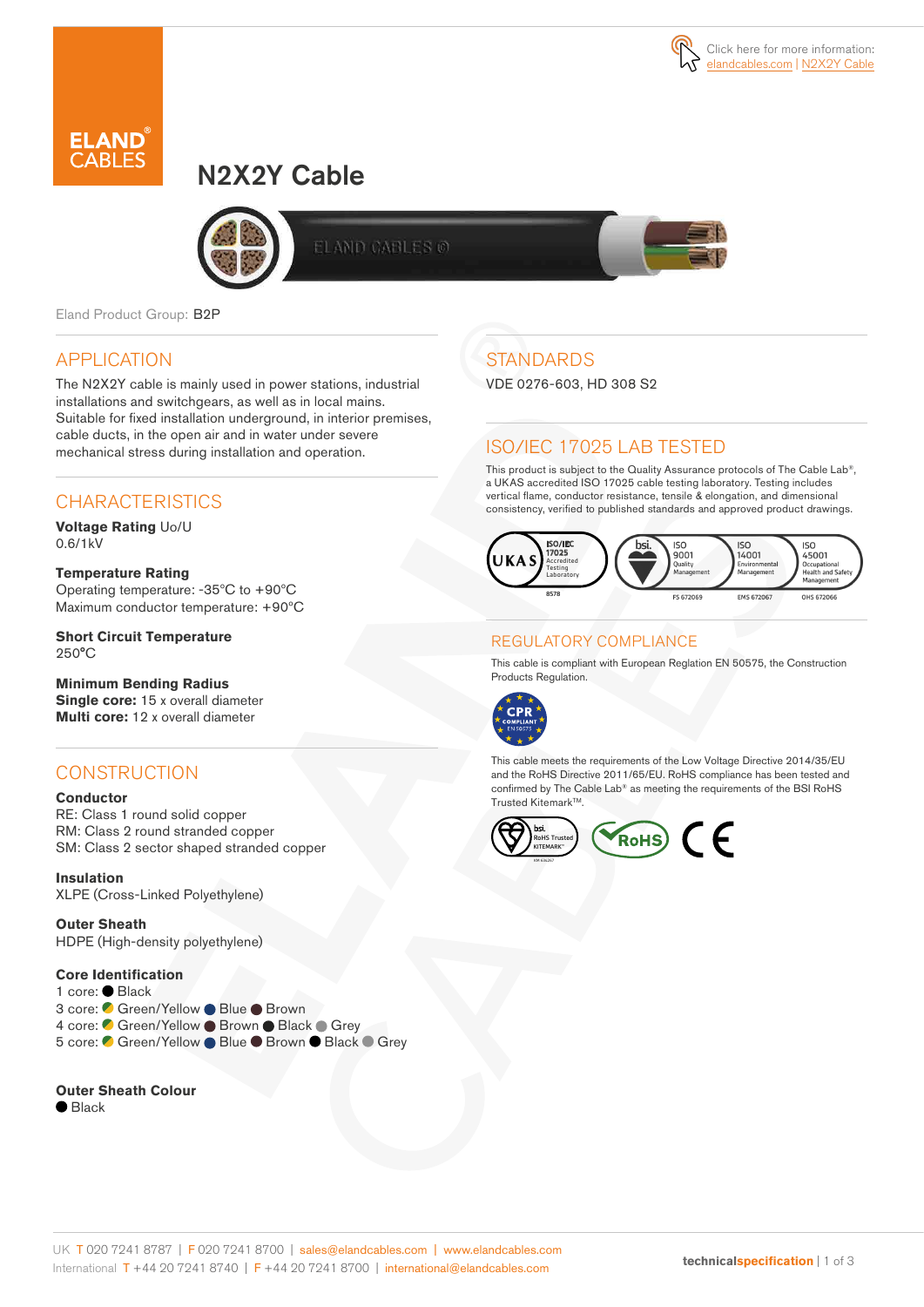Click here for more information: elandcables.com | N2X2Y Cable

ELAND CABLES

# N2X2Y Cable

Eland Product Group: B2P

## APPLICATION

The N2X2Y cable is mainly used in power stations, industrial installations and switchgears, as well as in local mains. Suitable for fixed installation underground, in interior premises, cable ducts, in the open air and in water under severe mechanical stress during installation and operation.

## CHARACTERISTICS

**Voltage Rating** Uo/U
0.6/1kV

**Temperature Rating**
Operating temperature: -35°C to +90°C
Maximum conductor temperature: +90°C

**Short Circuit Temperature**
250°C

**Minimum Bending Radius**
**Single core:** 15 x overall diameter
**Multi core:** 12 x overall diameter

## CONSTRUCTION

**Conductor**
RE: Class 1 round solid copper
RM: Class 2 round stranded copper
SM: Class 2 sector shaped stranded copper

**Insulation**
XLPE (Cross-Linked Polyethylene)

**Outer Sheath**
HDPE (High-density polyethylene)

**Core Identification**
1 core: Black
3 core: Green/Yellow, Blue, Brown
4 core: Green/Yellow, Brown, Black, Grey
5 core: Green/Yellow, Blue, Brown, Black, Grey

**Outer Sheath Colour**
Black

## STANDARDS

VDE 0276-603, HD 308 S2

## ISO/IEC 17025 LAB TESTED

This product is subject to the Quality Assurance protocols of The Cable Lab®, a UKAS accredited ISO 17025 cable testing laboratory. Testing includes vertical flame, conductor resistance, tensile & elongation, and dimensional consistency, verified to published standards and approved product drawings.

UKAS ISO/IEC 17025 Accredited Testing Laboratory 8578 | bsi. ISO 9001 Quality Management FS 672069 | ISO 14001 Environmental Management EMS 672067 | ISO 45001 Occupational Health and Safety Management OHS 672066

## REGULATORY COMPLIANCE

This cable is compliant with European Reglation EN 50575, the Construction Products Regulation.

CPR COMPLIANT EN 50575

This cable meets the requirements of the Low Voltage Directive 2014/35/EU and the RoHS Directive 2011/65/EU. RoHS compliance has been tested and confirmed by The Cable Lab® as meeting the requirements of the BSI RoHS Trusted Kitemark™.

bsi. RoHS Trusted KITEMARK™ | RoHS | CE

UK T 020 7241 8787 | F 020 7241 8700 | sales@elandcables.com | www.elandcables.com
International T +44 20 7241 8740 | F +44 20 7241 8700 | international@elandcables.com

technicalspecification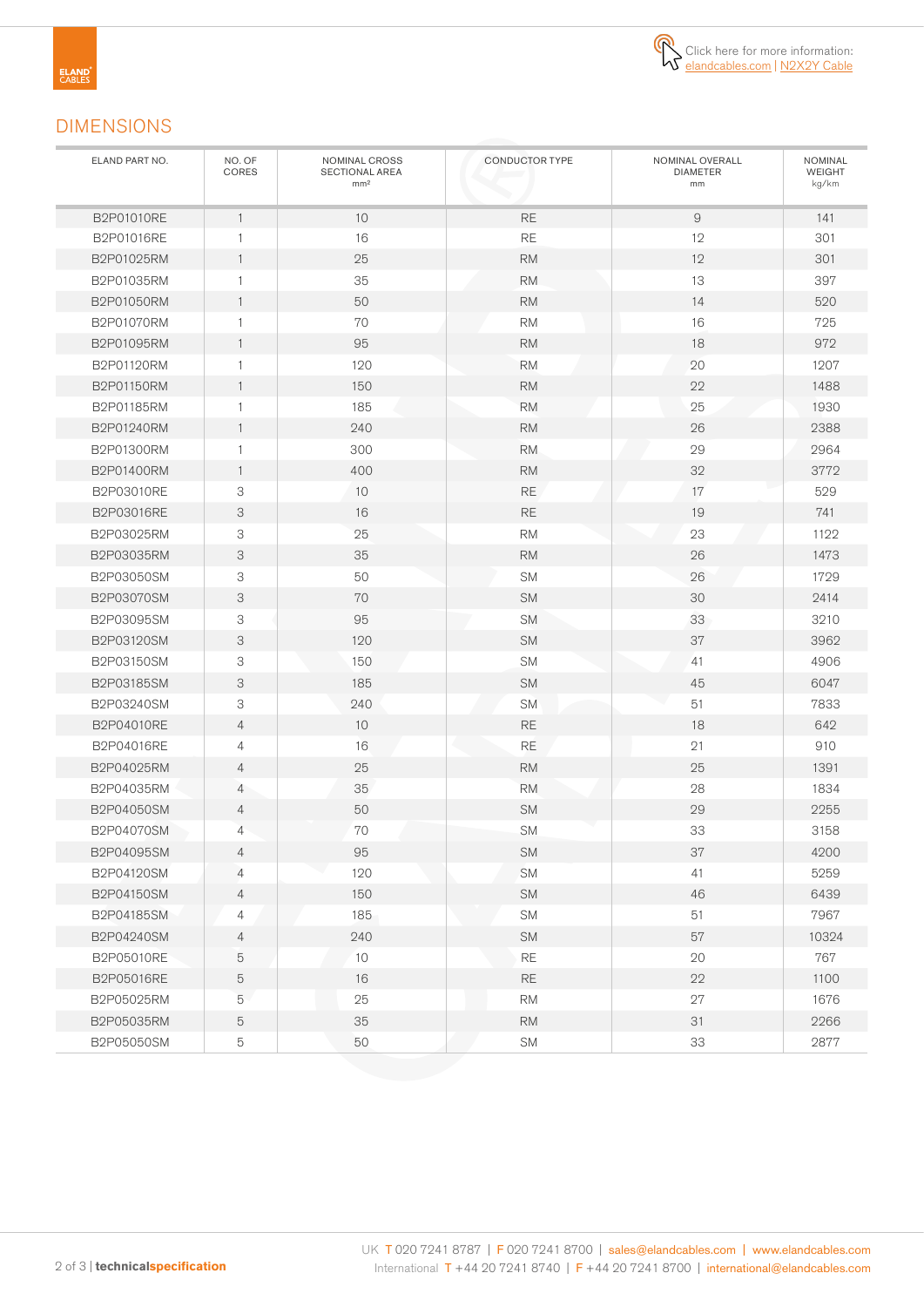Click here for more information: elandcables.com | N2X2Y Cable

## DIMENSIONS

| ELAND PART NO. | NO. OF CORES | NOMINAL CROSS SECTIONAL AREA mm² | CONDUCTOR TYPE | NOMINAL OVERALL DIAMETER mm | NOMINAL WEIGHT kg/km |
|---|---|---|---|---|---|
| B2P01010RE | 1 | 10 | RE | 9 | 141 |
| B2P01016RE | 1 | 16 | RE | 12 | 301 |
| B2P01025RM | 1 | 25 | RM | 12 | 301 |
| B2P01035RM | 1 | 35 | RM | 13 | 397 |
| B2P01050RM | 1 | 50 | RM | 14 | 520 |
| B2P01070RM | 1 | 70 | RM | 16 | 725 |
| B2P01095RM | 1 | 95 | RM | 18 | 972 |
| B2P01120RM | 1 | 120 | RM | 20 | 1207 |
| B2P01150RM | 1 | 150 | RM | 22 | 1488 |
| B2P01185RM | 1 | 185 | RM | 25 | 1930 |
| B2P01240RM | 1 | 240 | RM | 26 | 2388 |
| B2P01300RM | 1 | 300 | RM | 29 | 2964 |
| B2P01400RM | 1 | 400 | RM | 32 | 3772 |
| B2P03010RE | 3 | 10 | RE | 17 | 529 |
| B2P03016RE | 3 | 16 | RE | 19 | 741 |
| B2P03025RM | 3 | 25 | RM | 23 | 1122 |
| B2P03035RM | 3 | 35 | RM | 26 | 1473 |
| B2P03050SM | 3 | 50 | SM | 26 | 1729 |
| B2P03070SM | 3 | 70 | SM | 30 | 2414 |
| B2P03095SM | 3 | 95 | SM | 33 | 3210 |
| B2P03120SM | 3 | 120 | SM | 37 | 3962 |
| B2P03150SM | 3 | 150 | SM | 41 | 4906 |
| B2P03185SM | 3 | 185 | SM | 45 | 6047 |
| B2P03240SM | 3 | 240 | SM | 51 | 7833 |
| B2P04010RE | 4 | 10 | RE | 18 | 642 |
| B2P04016RE | 4 | 16 | RE | 21 | 910 |
| B2P04025RM | 4 | 25 | RM | 25 | 1391 |
| B2P04035RM | 4 | 35 | RM | 28 | 1834 |
| B2P04050SM | 4 | 50 | SM | 29 | 2255 |
| B2P04070SM | 4 | 70 | SM | 33 | 3158 |
| B2P04095SM | 4 | 95 | SM | 37 | 4200 |
| B2P04120SM | 4 | 120 | SM | 41 | 5259 |
| B2P04150SM | 4 | 150 | SM | 46 | 6439 |
| B2P04185SM | 4 | 185 | SM | 51 | 7967 |
| B2P04240SM | 4 | 240 | SM | 57 | 10324 |
| B2P05010RE | 5 | 10 | RE | 20 | 767 |
| B2P05016RE | 5 | 16 | RE | 22 | 1100 |
| B2P05025RM | 5 | 25 | RM | 27 | 1676 |
| B2P05035RM | 5 | 35 | RM | 31 | 2266 |
| B2P05050SM | 5 | 50 | SM | 33 | 2877 |

UK T 020 7241 8787 | F 020 7241 8700 | sales@elandcables.com | www.elandcables.com
International T +44 20 7241 8740 | F +44 20 7241 8700 | international@elandcables.com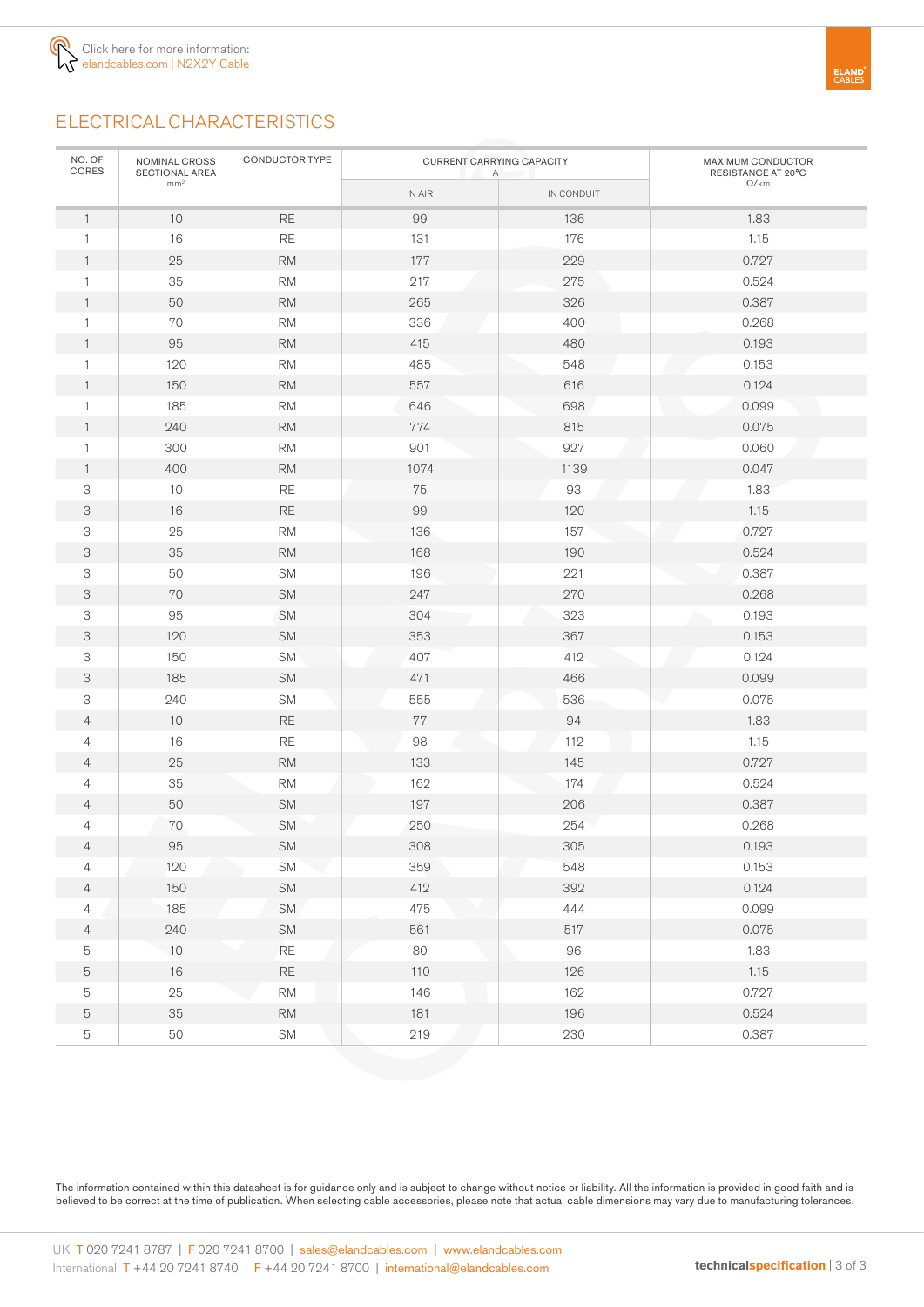Click here for more information: elandcables.com | N2X2Y Cable

## ELECTRICAL CHARACTERISTICS

| NO. OF CORES | NOMINAL CROSS SECTIONAL AREA mm² | CONDUCTOR TYPE | CURRENT CARRYING CAPACITY A | | MAXIMUM CONDUCTOR RESISTANCE AT 20°C Ω/km |
|---|---|---|---|---|---|
| | | | IN AIR | IN CONDUIT | |
| 1 | 10 | RE | 99 | 136 | 1.83 |
| 1 | 16 | RE | 131 | 176 | 1.15 |
| 1 | 25 | RM | 177 | 229 | 0.727 |
| 1 | 35 | RM | 217 | 275 | 0.524 |
| 1 | 50 | RM | 265 | 326 | 0.387 |
| 1 | 70 | RM | 336 | 400 | 0.268 |
| 1 | 95 | RM | 415 | 480 | 0.193 |
| 1 | 120 | RM | 485 | 548 | 0.153 |
| 1 | 150 | RM | 557 | 616 | 0.124 |
| 1 | 185 | RM | 646 | 698 | 0.099 |
| 1 | 240 | RM | 774 | 815 | 0.075 |
| 1 | 300 | RM | 901 | 927 | 0.060 |
| 1 | 400 | RM | 1074 | 1139 | 0.047 |
| 3 | 10 | RE | 75 | 93 | 1.83 |
| 3 | 16 | RE | 99 | 120 | 1.15 |
| 3 | 25 | RM | 136 | 157 | 0.727 |
| 3 | 35 | RM | 168 | 190 | 0.524 |
| 3 | 50 | SM | 196 | 221 | 0.387 |
| 3 | 70 | SM | 247 | 270 | 0.268 |
| 3 | 95 | SM | 304 | 323 | 0.193 |
| 3 | 120 | SM | 353 | 367 | 0.153 |
| 3 | 150 | SM | 407 | 412 | 0.124 |
| 3 | 185 | SM | 471 | 466 | 0.099 |
| 3 | 240 | SM | 555 | 536 | 0.075 |
| 4 | 10 | RE | 77 | 94 | 1.83 |
| 4 | 16 | RE | 98 | 112 | 1.15 |
| 4 | 25 | RM | 133 | 145 | 0.727 |
| 4 | 35 | RM | 162 | 174 | 0.524 |
| 4 | 50 | SM | 197 | 206 | 0.387 |
| 4 | 70 | SM | 250 | 254 | 0.268 |
| 4 | 95 | SM | 308 | 305 | 0.193 |
| 4 | 120 | SM | 359 | 548 | 0.153 |
| 4 | 150 | SM | 412 | 392 | 0.124 |
| 4 | 185 | SM | 475 | 444 | 0.099 |
| 4 | 240 | SM | 561 | 517 | 0.075 |
| 5 | 10 | RE | 80 | 96 | 1.83 |
| 5 | 16 | RE | 110 | 126 | 1.15 |
| 5 | 25 | RM | 146 | 162 | 0.727 |
| 5 | 35 | RM | 181 | 196 | 0.524 |
| 5 | 50 | SM | 219 | 230 | 0.387 |

The information contained within this datasheet is for guidance only and is subject to change without notice or liability. All the information is provided in good faith and is believed to be correct at the time of publication. When selecting cable accessories, please note that actual cable dimensions may vary due to manufacturing tolerances.

UK T 020 7241 8787 | F 020 7241 8700 | sales@elandcables.com | www.elandcables.com
International T +44 20 7241 8740 | F +44 20 7241 8700 | international@elandcables.com